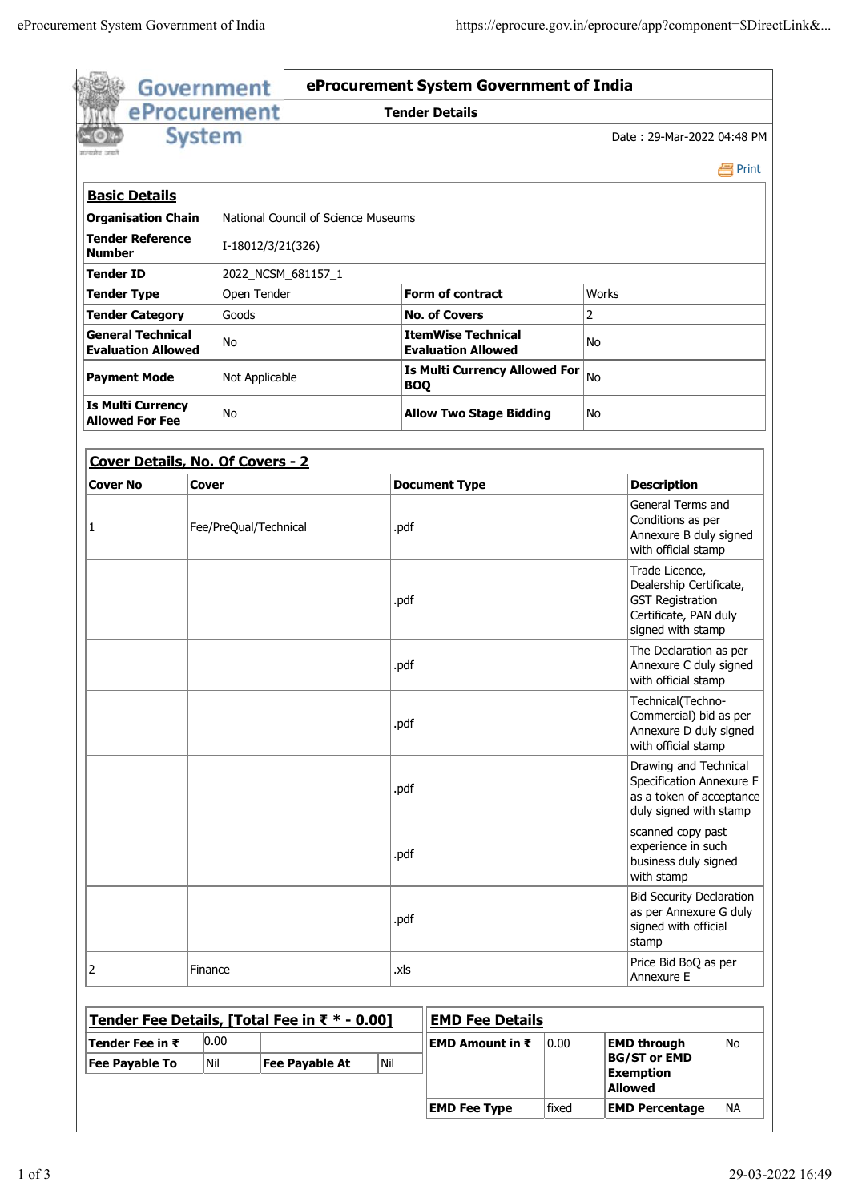# eProcurement System Government of India

## Tender Details

Date : 29-Mar-2022 04:48 PM

Print

### Basic Details

| | | | |
|---|---|---|---|
| **Organisation Chain** | National Council of Science Museums | | |
| **Tender Reference Number** | I-18012/3/21(326) | | |
| **Tender ID** | 2022_NCSM_681157_1 | | |
| **Tender Type** | Open Tender | **Form of contract** | Works |
| **Tender Category** | Goods | **No. of Covers** | 2 |
| **General Technical Evaluation Allowed** | No | **ItemWise Technical Evaluation Allowed** | No |
| **Payment Mode** | Not Applicable | **Is Multi Currency Allowed For BOQ** | No |
| **Is Multi Currency Allowed For Fee** | No | **Allow Two Stage Bidding** | No |

### Cover Details, No. Of Covers - 2

| Cover No | Cover | Document Type | Description |
|---|---|---|---|
| 1 | Fee/PreQual/Technical | .pdf | General Terms and Conditions as per Annexure B duly signed with official stamp |
| | | .pdf | Trade Licence, Dealership Certificate, GST Registration Certificate, PAN duly signed with stamp |
| | | .pdf | The Declaration as per Annexure C duly signed with official stamp |
| | | .pdf | Technical(Techno-Commercial) bid as per Annexure D duly signed with official stamp |
| | | .pdf | Drawing and Technical Specification Annexure F as a token of acceptance duly signed with stamp |
| | | .pdf | scanned copy past experience in such business duly signed with stamp |
| | | .pdf | Bid Security Declaration as per Annexure G duly signed with official stamp |
| 2 | Finance | .xls | Price Bid BoQ as per Annexure E |

### Tender Fee Details, [Total Fee in ₹ * - 0.00]

| | | | |
|---|---|---|---|
| **Tender Fee in ₹** | 0.00 | | |
| **Fee Payable To** | Nil | **Fee Payable At** | Nil |

### EMD Fee Details

| | | | |
|---|---|---|---|
| **EMD Amount in ₹** | 0.00 | **EMD through BG/ST or EMD Exemption Allowed** | No |
| **EMD Fee Type** | fixed | **EMD Percentage** | NA |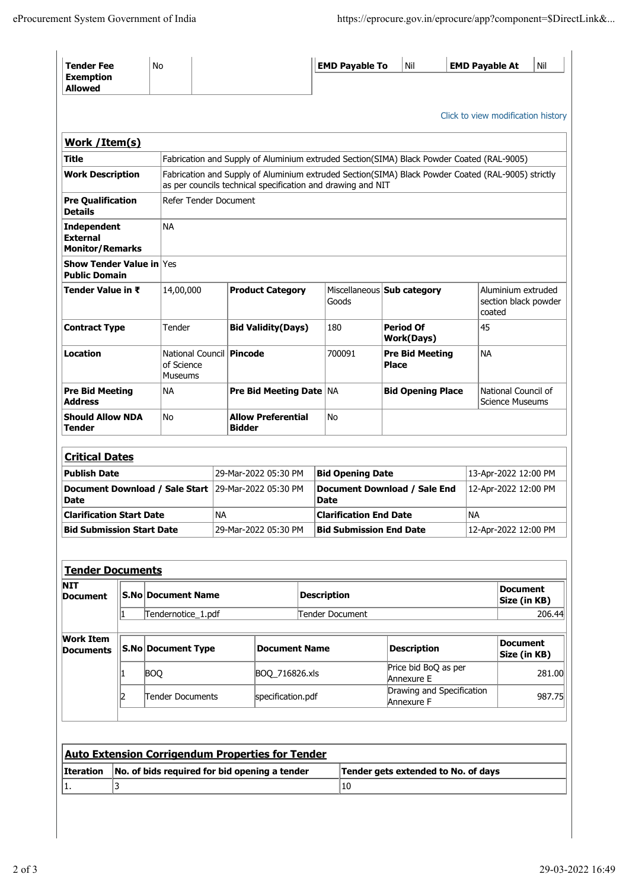| Tender Fee Exemption Allowed | No | | EMD Payable To | Nil | EMD Payable At | Nil |
|---|---|---|---|---|---|---|

Click to view modification history

## Work /Item(s)

| | | | | | | |
|---|---|---|---|---|---|---|
| **Title** | Fabrication and Supply of Aluminium extruded Section(SIMA) Black Powder Coated (RAL-9005) | | | | | |
| **Work Description** | Fabrication and Supply of Aluminium extruded Section(SIMA) Black Powder Coated (RAL-9005) strictly as per councils technical specification and drawing and NIT | | | | | |
| **Pre Qualification Details** | Refer Tender Document | | | | | |
| **Independent External Monitor/Remarks** | NA | | | | | |
| **Show Tender Value in Public Domain** | Yes | | | | | |
| **Tender Value in ₹** | 14,00,000 | **Product Category** | Miscellaneous Goods | **Sub category** | Aluminium extruded section black powder coated |
| **Contract Type** | Tender | **Bid Validity(Days)** | 180 | **Period Of Work(Days)** | 45 |
| **Location** | National Council of Science Museums | **Pincode** | 700091 | **Pre Bid Meeting Place** | NA |
| **Pre Bid Meeting Address** | NA | **Pre Bid Meeting Date** | NA | **Bid Opening Place** | National Council of Science Museums |
| **Should Allow NDA Tender** | No | **Allow Preferential Bidder** | No | | |

## Critical Dates

| | | | |
|---|---|---|---|
| **Publish Date** | 29-Mar-2022 05:30 PM | **Bid Opening Date** | 13-Apr-2022 12:00 PM |
| **Document Download / Sale Start Date** | 29-Mar-2022 05:30 PM | **Document Download / Sale End Date** | 12-Apr-2022 12:00 PM |
| **Clarification Start Date** | NA | **Clarification End Date** | NA |
| **Bid Submission Start Date** | 29-Mar-2022 05:30 PM | **Bid Submission End Date** | 12-Apr-2022 12:00 PM |

## Tender Documents

**NIT Document**

| S.No | Document Name | Description | Document Size (in KB) |
|---|---|---|---|
| 1 | Tendernotice_1.pdf | Tender Document | 206.44 |

**Work Item Documents**

| S.No | Document Type | Document Name | Description | Document Size (in KB) |
|---|---|---|---|---|
| 1 | BOQ | BOQ_716826.xls | Price bid BoQ as per Annexure E | 281.00 |
| 2 | Tender Documents | specification.pdf | Drawing and Specification Annexure F | 987.75 |

## Auto Extension Corrigendum Properties for Tender

| Iteration | No. of bids required for bid opening a tender | Tender gets extended to No. of days |
|---|---|---|
| 1. | 3 | 10 |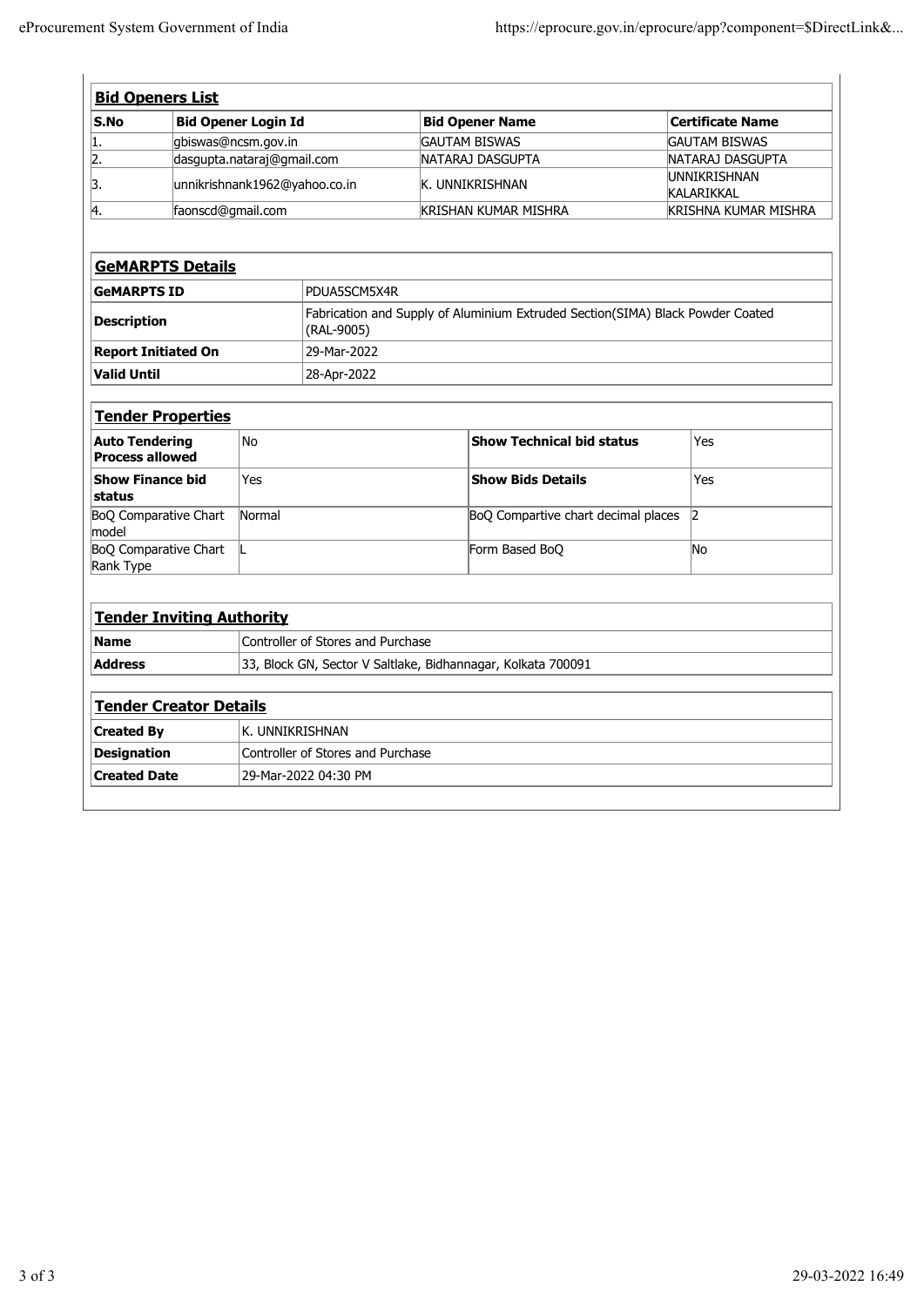## Bid Openers List

| S.No | Bid Opener Login Id | Bid Opener Name | Certificate Name |
|---|---|---|---|
| 1. | gbiswas@ncsm.gov.in | GAUTAM BISWAS | GAUTAM BISWAS |
| 2. | dasgupta.nataraj@gmail.com | NATARAJ DASGUPTA | NATARAJ DASGUPTA |
| 3. | unnikrishnank1962@yahoo.co.in | K. UNNIKRISHNAN | UNNIKRISHNAN KALARIKKAL |
| 4. | faonscd@gmail.com | KRISHAN KUMAR MISHRA | KRISHNA KUMAR MISHRA |

## GeMARPTS Details

| | |
|---|---|
| **GeMARPTS ID** | PDUA5SCM5X4R |
| **Description** | Fabrication and Supply of Aluminium Extruded Section(SIMA) Black Powder Coated (RAL-9005) |
| **Report Initiated On** | 29-Mar-2022 |
| **Valid Until** | 28-Apr-2022 |

## Tender Properties

| | | | |
|---|---|---|---|
| **Auto Tendering Process allowed** | No | **Show Technical bid status** | Yes |
| **Show Finance bid status** | Yes | **Show Bids Details** | Yes |
| BoQ Comparative Chart model | Normal | BoQ Compartive chart decimal places | 2 |
| BoQ Comparative Chart Rank Type | L | Form Based BoQ | No |

## Tender Inviting Authority

| | |
|---|---|
| **Name** | Controller of Stores and Purchase |
| **Address** | 33, Block GN, Sector V Saltlake, Bidhannagar, Kolkata 700091 |

## Tender Creator Details

| | |
|---|---|
| **Created By** | K. UNNIKRISHNAN |
| **Designation** | Controller of Stores and Purchase |
| **Created Date** | 29-Mar-2022 04:30 PM |